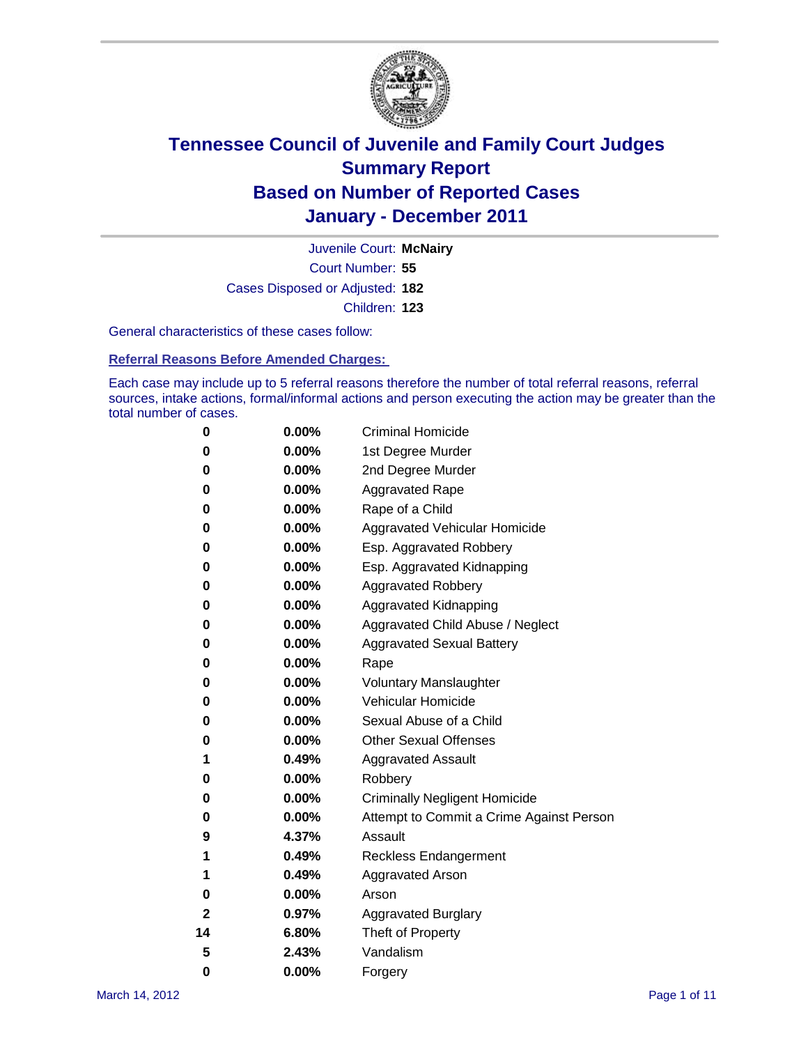# Tennessee Council of Juvenile and Family Court Judges
# Summary Report
# Based on Number of Reported Cases
# January - December 2011

Juvenile Court: **McNairy**

Court Number: **55**

Cases Disposed or Adjusted: **182**

Children: **123**

General characteristics of these cases follow:

## Referral Reasons Before Amended Charges:

Each case may include up to 5 referral reasons therefore the number of total referral reasons, referral sources, intake actions, formal/informal actions and person executing the action may be greater than the total number of cases.

| Count | Percent | Referral Reason |
|---|---|---|
| 0 | 0.00% | Criminal Homicide |
| 0 | 0.00% | 1st Degree Murder |
| 0 | 0.00% | 2nd Degree Murder |
| 0 | 0.00% | Aggravated Rape |
| 0 | 0.00% | Rape of a Child |
| 0 | 0.00% | Aggravated Vehicular Homicide |
| 0 | 0.00% | Esp. Aggravated Robbery |
| 0 | 0.00% | Esp. Aggravated Kidnapping |
| 0 | 0.00% | Aggravated Robbery |
| 0 | 0.00% | Aggravated Kidnapping |
| 0 | 0.00% | Aggravated Child Abuse / Neglect |
| 0 | 0.00% | Aggravated Sexual Battery |
| 0 | 0.00% | Rape |
| 0 | 0.00% | Voluntary Manslaughter |
| 0 | 0.00% | Vehicular Homicide |
| 0 | 0.00% | Sexual Abuse of a Child |
| 0 | 0.00% | Other Sexual Offenses |
| 1 | 0.49% | Aggravated Assault |
| 0 | 0.00% | Robbery |
| 0 | 0.00% | Criminally Negligent Homicide |
| 0 | 0.00% | Attempt to Commit a Crime Against Person |
| 9 | 4.37% | Assault |
| 1 | 0.49% | Reckless Endangerment |
| 1 | 0.49% | Aggravated Arson |
| 0 | 0.00% | Arson |
| 2 | 0.97% | Aggravated Burglary |
| 14 | 6.80% | Theft of Property |
| 5 | 2.43% | Vandalism |
| 0 | 0.00% | Forgery |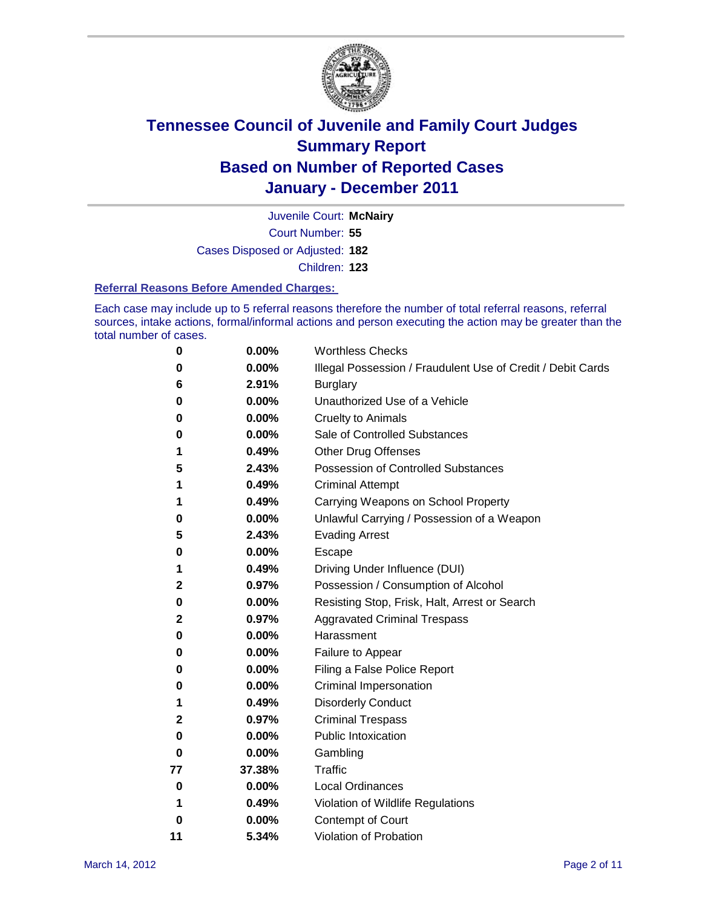# Tennessee Council of Juvenile and Family Court Judges
# Summary Report
# Based on Number of Reported Cases
# January - December 2011

Juvenile Court: **McNairy**

Court Number: **55**

Cases Disposed or Adjusted: **182**

Children: **123**

### Referral Reasons Before Amended Charges:

Each case may include up to 5 referral reasons therefore the number of total referral reasons, referral sources, intake actions, formal/informal actions and person executing the action may be greater than the total number of cases.

| | | |
|---|---|---|
| 0 | 0.00% | Worthless Checks |
| 0 | 0.00% | Illegal Possession / Fraudulent Use of Credit / Debit Cards |
| 6 | 2.91% | Burglary |
| 0 | 0.00% | Unauthorized Use of a Vehicle |
| 0 | 0.00% | Cruelty to Animals |
| 0 | 0.00% | Sale of Controlled Substances |
| 1 | 0.49% | Other Drug Offenses |
| 5 | 2.43% | Possession of Controlled Substances |
| 1 | 0.49% | Criminal Attempt |
| 1 | 0.49% | Carrying Weapons on School Property |
| 0 | 0.00% | Unlawful Carrying / Possession of a Weapon |
| 5 | 2.43% | Evading Arrest |
| 0 | 0.00% | Escape |
| 1 | 0.49% | Driving Under Influence (DUI) |
| 2 | 0.97% | Possession / Consumption of Alcohol |
| 0 | 0.00% | Resisting Stop, Frisk, Halt, Arrest or Search |
| 2 | 0.97% | Aggravated Criminal Trespass |
| 0 | 0.00% | Harassment |
| 0 | 0.00% | Failure to Appear |
| 0 | 0.00% | Filing a False Police Report |
| 0 | 0.00% | Criminal Impersonation |
| 1 | 0.49% | Disorderly Conduct |
| 2 | 0.97% | Criminal Trespass |
| 0 | 0.00% | Public Intoxication |
| 0 | 0.00% | Gambling |
| 77 | 37.38% | Traffic |
| 0 | 0.00% | Local Ordinances |
| 1 | 0.49% | Violation of Wildlife Regulations |
| 0 | 0.00% | Contempt of Court |
| 11 | 5.34% | Violation of Probation |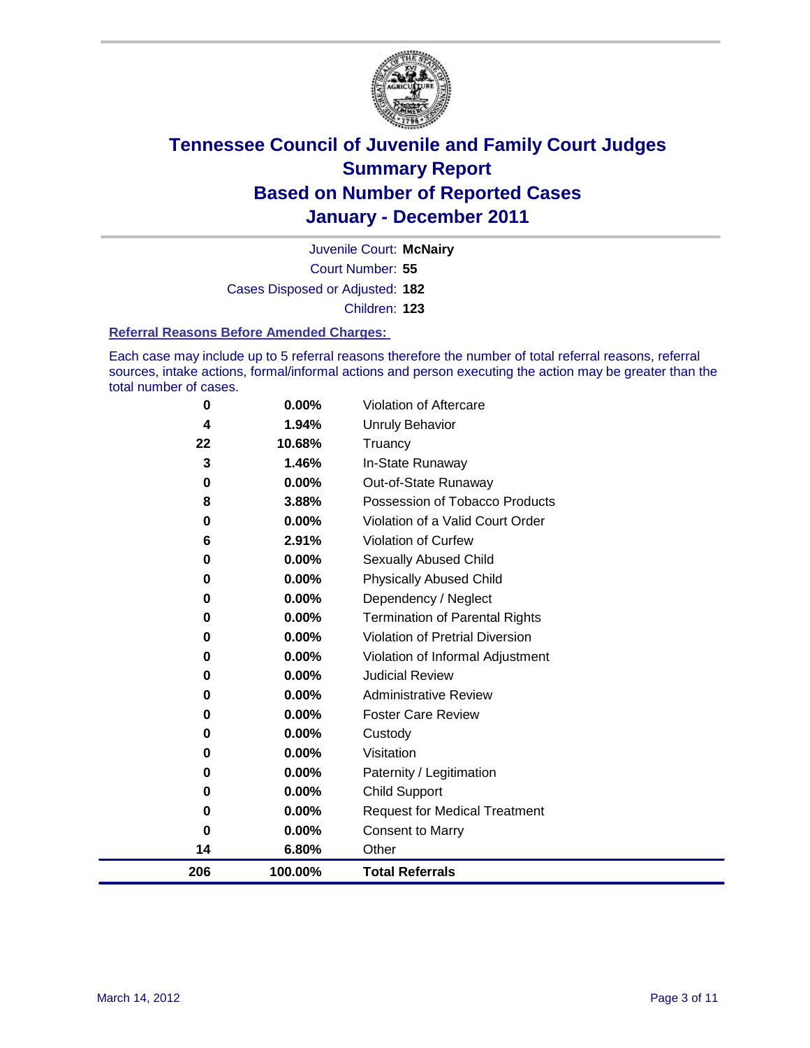# Tennessee Council of Juvenile and Family Court Judges
# Summary Report
# Based on Number of Reported Cases
# January - December 2011

Juvenile Court: **McNairy**

Court Number: **55**

Cases Disposed or Adjusted: **182**

Children: **123**

### Referral Reasons Before Amended Charges:

Each case may include up to 5 referral reasons therefore the number of total referral reasons, referral sources, intake actions, formal/informal actions and person executing the action may be greater than the total number of cases.

| | | |
|---|---|---|
| 0 | 0.00% | Violation of Aftercare |
| 4 | 1.94% | Unruly Behavior |
| 22 | 10.68% | Truancy |
| 3 | 1.46% | In-State Runaway |
| 0 | 0.00% | Out-of-State Runaway |
| 8 | 3.88% | Possession of Tobacco Products |
| 0 | 0.00% | Violation of a Valid Court Order |
| 6 | 2.91% | Violation of Curfew |
| 0 | 0.00% | Sexually Abused Child |
| 0 | 0.00% | Physically Abused Child |
| 0 | 0.00% | Dependency / Neglect |
| 0 | 0.00% | Termination of Parental Rights |
| 0 | 0.00% | Violation of Pretrial Diversion |
| 0 | 0.00% | Violation of Informal Adjustment |
| 0 | 0.00% | Judicial Review |
| 0 | 0.00% | Administrative Review |
| 0 | 0.00% | Foster Care Review |
| 0 | 0.00% | Custody |
| 0 | 0.00% | Visitation |
| 0 | 0.00% | Paternity / Legitimation |
| 0 | 0.00% | Child Support |
| 0 | 0.00% | Request for Medical Treatment |
| 0 | 0.00% | Consent to Marry |
| 14 | 6.80% | Other |
| **206** | **100.00%** | **Total Referrals** |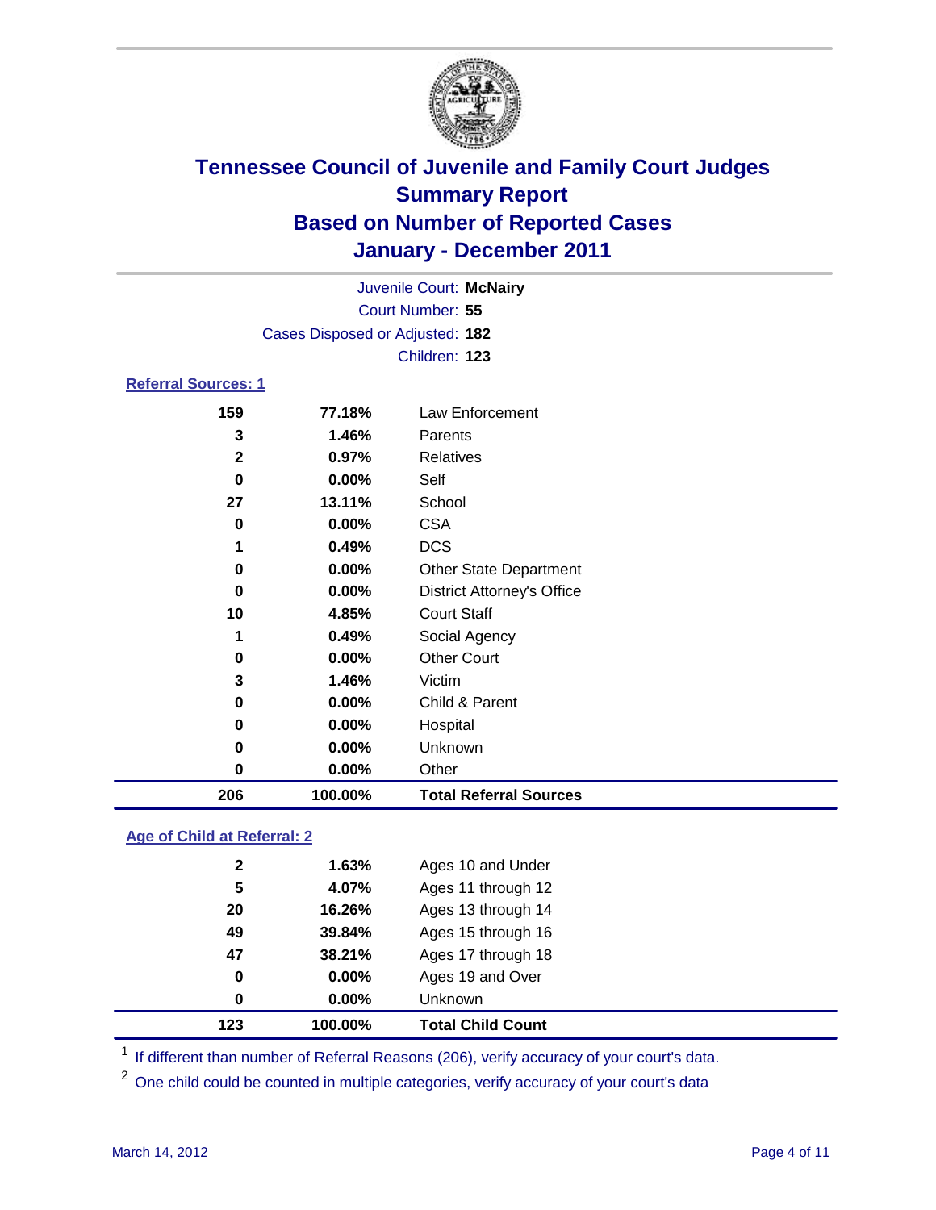# Tennessee Council of Juvenile and Family Court Judges
## Summary Report
## Based on Number of Reported Cases
## January - December 2011

Juvenile Court: **McNairy**
Court Number: **55**
Cases Disposed or Adjusted: **182**
Children: **123**

### Referral Sources: 1

| | | |
|---|---|---|
| 159 | 77.18% | Law Enforcement |
| 3 | 1.46% | Parents |
| 2 | 0.97% | Relatives |
| 0 | 0.00% | Self |
| 27 | 13.11% | School |
| 0 | 0.00% | CSA |
| 1 | 0.49% | DCS |
| 0 | 0.00% | Other State Department |
| 0 | 0.00% | District Attorney's Office |
| 10 | 4.85% | Court Staff |
| 1 | 0.49% | Social Agency |
| 0 | 0.00% | Other Court |
| 3 | 1.46% | Victim |
| 0 | 0.00% | Child & Parent |
| 0 | 0.00% | Hospital |
| 0 | 0.00% | Unknown |
| 0 | 0.00% | Other |
| **206** | **100.00%** | **Total Referral Sources** |

### Age of Child at Referral: 2

| | | |
|---|---|---|
| 2 | 1.63% | Ages 10 and Under |
| 5 | 4.07% | Ages 11 through 12 |
| 20 | 16.26% | Ages 13 through 14 |
| 49 | 39.84% | Ages 15 through 16 |
| 47 | 38.21% | Ages 17 through 18 |
| 0 | 0.00% | Ages 19 and Over |
| 0 | 0.00% | Unknown |
| **123** | **100.00%** | **Total Child Count** |

[1] If different than number of Referral Reasons (206), verify accuracy of your court's data.

[2] One child could be counted in multiple categories, verify accuracy of your court's data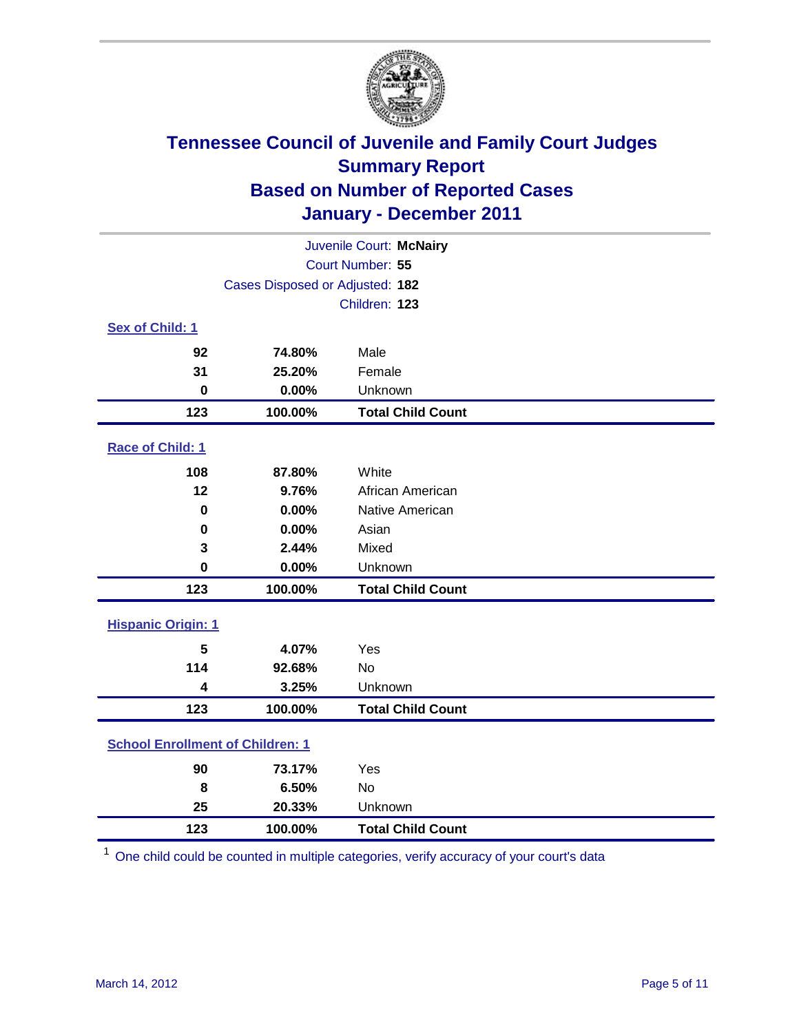# Tennessee Council of Juvenile and Family Court Judges
## Summary Report
## Based on Number of Reported Cases
## January - December 2011

Juvenile Court: **McNairy**

Court Number: **55**

Cases Disposed or Adjusted: **182**

Children: **123**

### Sex of Child: 1

| Count | Percent | Category |
|---|---|---|
| 92 | 74.80% | Male |
| 31 | 25.20% | Female |
| 0 | 0.00% | Unknown |
| **123** | **100.00%** | **Total Child Count** |

### Race of Child: 1

| Count | Percent | Category |
|---|---|---|
| 108 | 87.80% | White |
| 12 | 9.76% | African American |
| 0 | 0.00% | Native American |
| 0 | 0.00% | Asian |
| 3 | 2.44% | Mixed |
| 0 | 0.00% | Unknown |
| **123** | **100.00%** | **Total Child Count** |

### Hispanic Origin: 1

| Count | Percent | Category |
|---|---|---|
| 5 | 4.07% | Yes |
| 114 | 92.68% | No |
| 4 | 3.25% | Unknown |
| **123** | **100.00%** | **Total Child Count** |

### School Enrollment of Children: 1

| Count | Percent | Category |
|---|---|---|
| 90 | 73.17% | Yes |
| 8 | 6.50% | No |
| 25 | 20.33% | Unknown |
| **123** | **100.00%** | **Total Child Count** |

[1] One child could be counted in multiple categories, verify accuracy of your court's data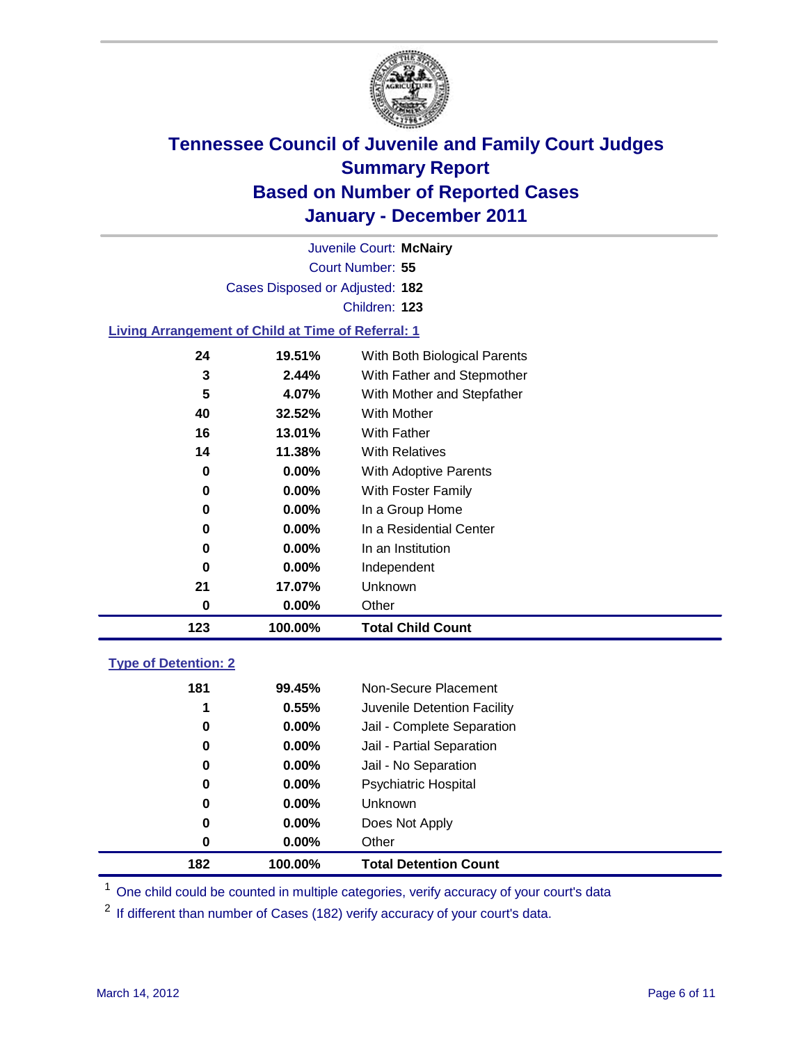# Tennessee Council of Juvenile and Family Court Judges
## Summary Report
## Based on Number of Reported Cases
## January - December 2011

Juvenile Court: **McNairy**
Court Number: **55**
Cases Disposed or Adjusted: **182**
Children: **123**

### Living Arrangement of Child at Time of Referral: 1

| Count | Percent | Category |
|---|---|---|
| 24 | 19.51% | With Both Biological Parents |
| 3 | 2.44% | With Father and Stepmother |
| 5 | 4.07% | With Mother and Stepfather |
| 40 | 32.52% | With Mother |
| 16 | 13.01% | With Father |
| 14 | 11.38% | With Relatives |
| 0 | 0.00% | With Adoptive Parents |
| 0 | 0.00% | With Foster Family |
| 0 | 0.00% | In a Group Home |
| 0 | 0.00% | In a Residential Center |
| 0 | 0.00% | In an Institution |
| 0 | 0.00% | Independent |
| 21 | 17.07% | Unknown |
| 0 | 0.00% | Other |
| **123** | **100.00%** | **Total Child Count** |

### Type of Detention: 2

| Count | Percent | Category |
|---|---|---|
| 181 | 99.45% | Non-Secure Placement |
| 1 | 0.55% | Juvenile Detention Facility |
| 0 | 0.00% | Jail - Complete Separation |
| 0 | 0.00% | Jail - Partial Separation |
| 0 | 0.00% | Jail - No Separation |
| 0 | 0.00% | Psychiatric Hospital |
| 0 | 0.00% | Unknown |
| 0 | 0.00% | Does Not Apply |
| 0 | 0.00% | Other |
| **182** | **100.00%** | **Total Detention Count** |

[1] One child could be counted in multiple categories, verify accuracy of your court's data

[2] If different than number of Cases (182) verify accuracy of your court's data.

March 14, 2012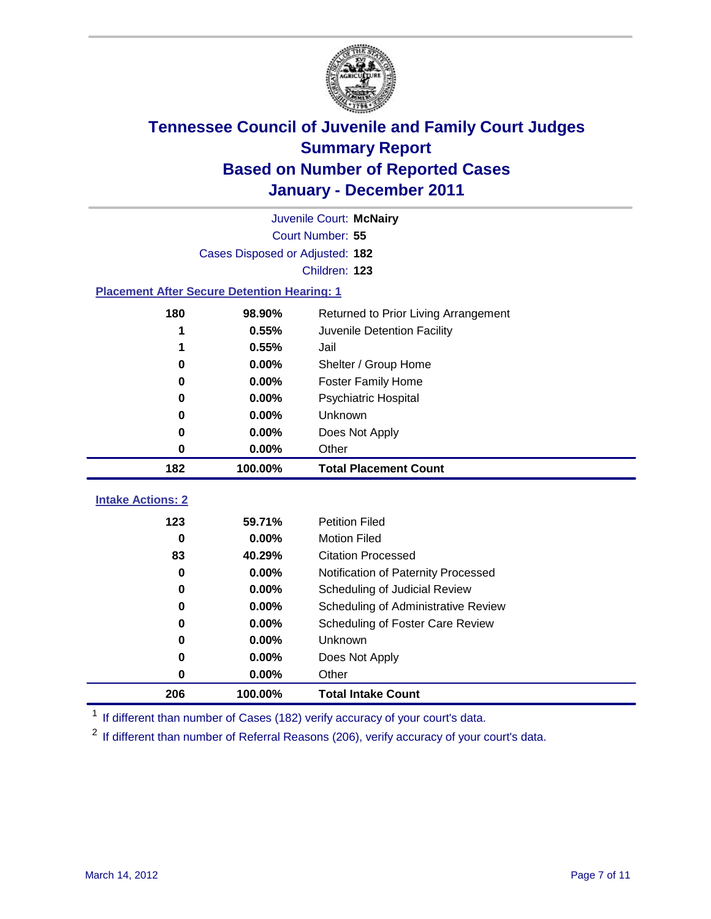# Tennessee Council of Juvenile and Family Court Judges
## Summary Report
## Based on Number of Reported Cases
## January - December 2011

Juvenile Court: **McNairy**
Court Number: **55**
Cases Disposed or Adjusted: **182**
Children: **123**

### Placement After Secure Detention Hearing: 1

| Count | Percent | Placement |
|---|---|---|
| 180 | 98.90% | Returned to Prior Living Arrangement |
| 1 | 0.55% | Juvenile Detention Facility |
| 1 | 0.55% | Jail |
| 0 | 0.00% | Shelter / Group Home |
| 0 | 0.00% | Foster Family Home |
| 0 | 0.00% | Psychiatric Hospital |
| 0 | 0.00% | Unknown |
| 0 | 0.00% | Does Not Apply |
| 0 | 0.00% | Other |
| **182** | **100.00%** | **Total Placement Count** |

### Intake Actions: 2

| Count | Percent | Intake Action |
|---|---|---|
| 123 | 59.71% | Petition Filed |
| 0 | 0.00% | Motion Filed |
| 83 | 40.29% | Citation Processed |
| 0 | 0.00% | Notification of Paternity Processed |
| 0 | 0.00% | Scheduling of Judicial Review |
| 0 | 0.00% | Scheduling of Administrative Review |
| 0 | 0.00% | Scheduling of Foster Care Review |
| 0 | 0.00% | Unknown |
| 0 | 0.00% | Does Not Apply |
| 0 | 0.00% | Other |
| **206** | **100.00%** | **Total Intake Count** |

[1] If different than number of Cases (182) verify accuracy of your court's data.

[2] If different than number of Referral Reasons (206), verify accuracy of your court's data.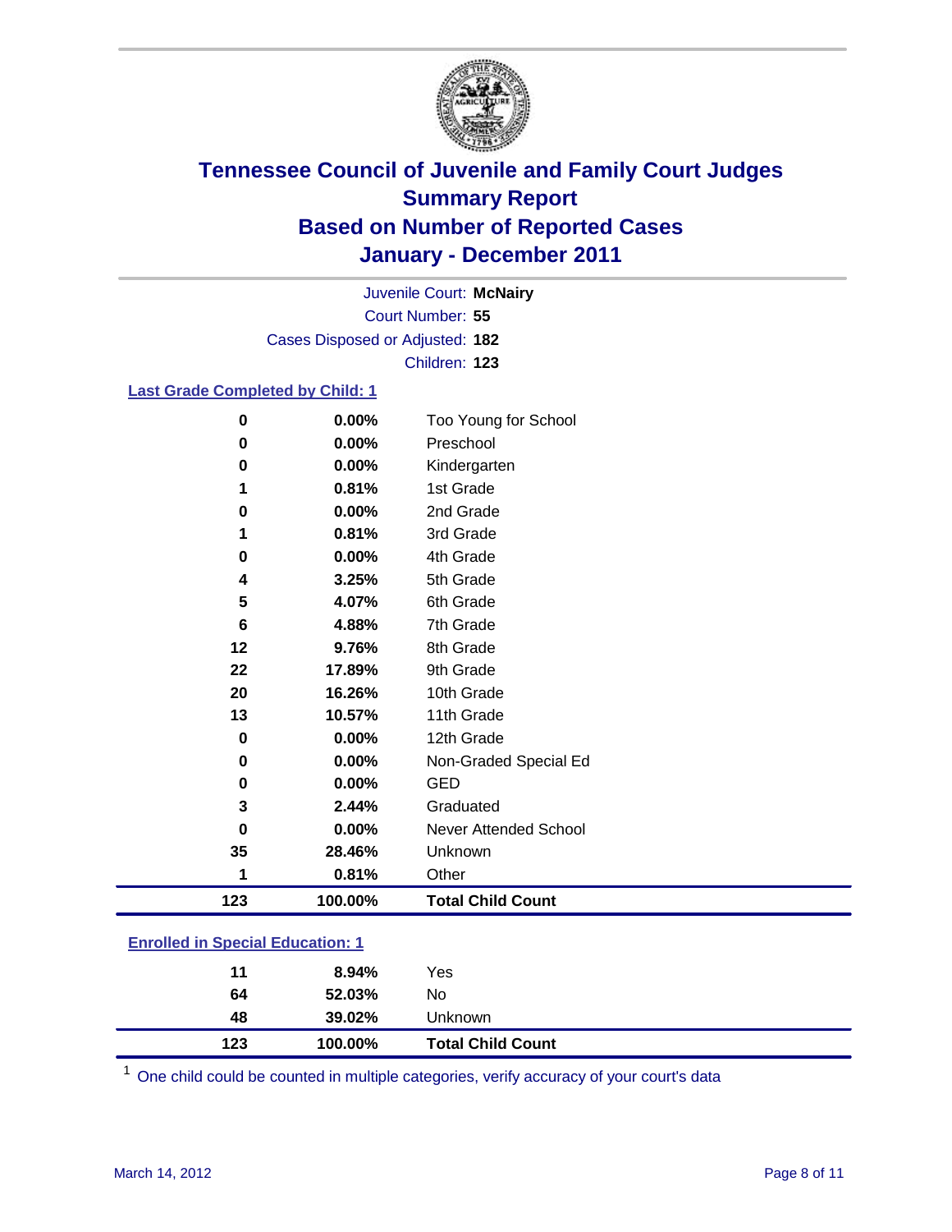# Tennessee Council of Juvenile and Family Court Judges
## Summary Report
## Based on Number of Reported Cases
## January - December 2011

Juvenile Court: **McNairy**
Court Number: **55**
Cases Disposed or Adjusted: **182**
Children: **123**

### Last Grade Completed by Child: 1

| | | |
|---|---|---|
| 0 | 0.00% | Too Young for School |
| 0 | 0.00% | Preschool |
| 0 | 0.00% | Kindergarten |
| 1 | 0.81% | 1st Grade |
| 0 | 0.00% | 2nd Grade |
| 1 | 0.81% | 3rd Grade |
| 0 | 0.00% | 4th Grade |
| 4 | 3.25% | 5th Grade |
| 5 | 4.07% | 6th Grade |
| 6 | 4.88% | 7th Grade |
| 12 | 9.76% | 8th Grade |
| 22 | 17.89% | 9th Grade |
| 20 | 16.26% | 10th Grade |
| 13 | 10.57% | 11th Grade |
| 0 | 0.00% | 12th Grade |
| 0 | 0.00% | Non-Graded Special Ed |
| 0 | 0.00% | GED |
| 3 | 2.44% | Graduated |
| 0 | 0.00% | Never Attended School |
| 35 | 28.46% | Unknown |
| 1 | 0.81% | Other |
| **123** | **100.00%** | **Total Child Count** |

### Enrolled in Special Education: 1

| | | |
|---|---|---|
| 11 | 8.94% | Yes |
| 64 | 52.03% | No |
| 48 | 39.02% | Unknown |
| **123** | **100.00%** | **Total Child Count** |

[1] One child could be counted in multiple categories, verify accuracy of your court's data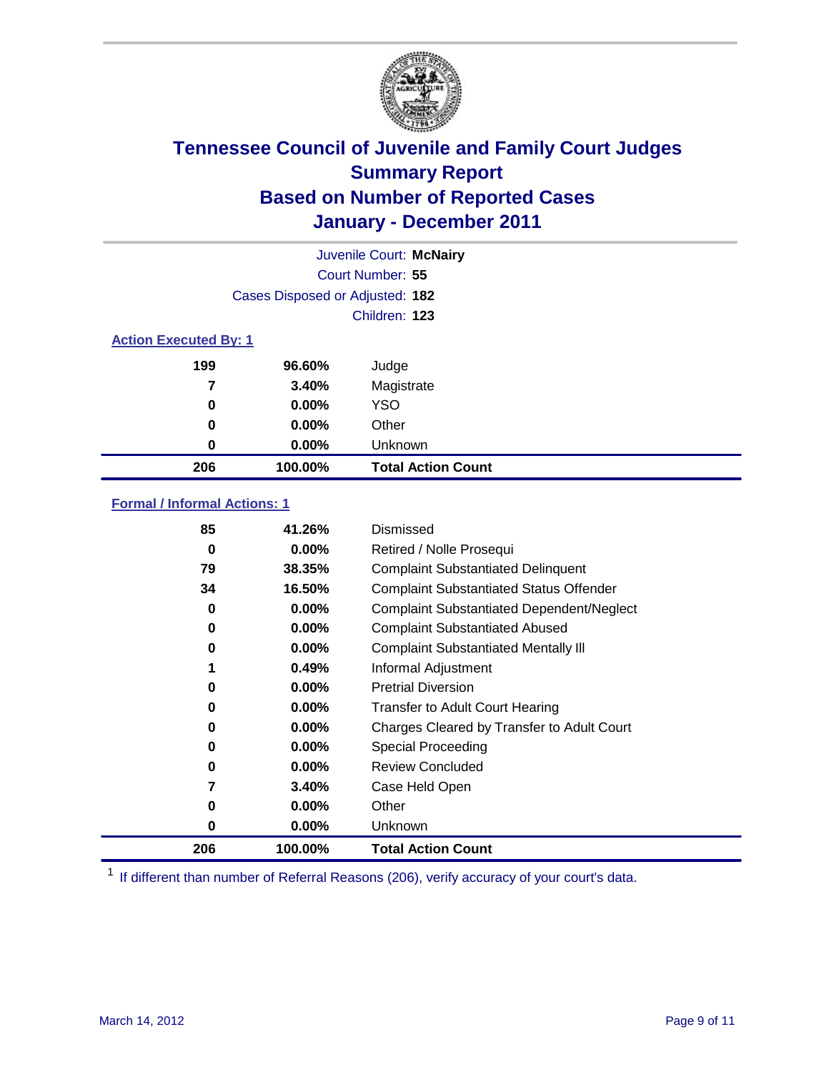# Tennessee Council of Juvenile and Family Court Judges
## Summary Report
## Based on Number of Reported Cases
## January - December 2011

Juvenile Court: **McNairy**
Court Number: **55**
Cases Disposed or Adjusted: **182**
Children: **123**

### Action Executed By: 1

| | | |
|---|---|---|
| 199 | 96.60% | Judge |
| 7 | 3.40% | Magistrate |
| 0 | 0.00% | YSO |
| 0 | 0.00% | Other |
| 0 | 0.00% | Unknown |
| **206** | **100.00%** | **Total Action Count** |

### Formal / Informal Actions: 1

| | | |
|---|---|---|
| 85 | 41.26% | Dismissed |
| 0 | 0.00% | Retired / Nolle Prosequi |
| 79 | 38.35% | Complaint Substantiated Delinquent |
| 34 | 16.50% | Complaint Substantiated Status Offender |
| 0 | 0.00% | Complaint Substantiated Dependent/Neglect |
| 0 | 0.00% | Complaint Substantiated Abused |
| 0 | 0.00% | Complaint Substantiated Mentally Ill |
| 1 | 0.49% | Informal Adjustment |
| 0 | 0.00% | Pretrial Diversion |
| 0 | 0.00% | Transfer to Adult Court Hearing |
| 0 | 0.00% | Charges Cleared by Transfer to Adult Court |
| 0 | 0.00% | Special Proceeding |
| 0 | 0.00% | Review Concluded |
| 7 | 3.40% | Case Held Open |
| 0 | 0.00% | Other |
| 0 | 0.00% | Unknown |
| **206** | **100.00%** | **Total Action Count** |

[1] If different than number of Referral Reasons (206), verify accuracy of your court's data.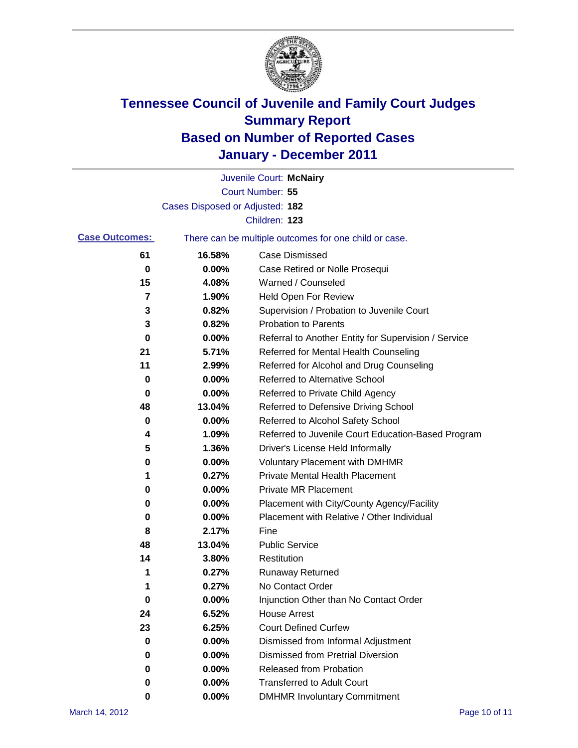# Tennessee Council of Juvenile and Family Court Judges
## Summary Report
## Based on Number of Reported Cases
## January - December 2011

Juvenile Court: **McNairy**
Court Number: **55**
Cases Disposed or Adjusted: **182**
Children: **123**

**Case Outcomes:** There can be multiple outcomes for one child or case.

| Count | Percent | Outcome |
|---|---|---|
| 61 | 16.58% | Case Dismissed |
| 0 | 0.00% | Case Retired or Nolle Prosequi |
| 15 | 4.08% | Warned / Counseled |
| 7 | 1.90% | Held Open For Review |
| 3 | 0.82% | Supervision / Probation to Juvenile Court |
| 3 | 0.82% | Probation to Parents |
| 0 | 0.00% | Referral to Another Entity for Supervision / Service |
| 21 | 5.71% | Referred for Mental Health Counseling |
| 11 | 2.99% | Referred for Alcohol and Drug Counseling |
| 0 | 0.00% | Referred to Alternative School |
| 0 | 0.00% | Referred to Private Child Agency |
| 48 | 13.04% | Referred to Defensive Driving School |
| 0 | 0.00% | Referred to Alcohol Safety School |
| 4 | 1.09% | Referred to Juvenile Court Education-Based Program |
| 5 | 1.36% | Driver's License Held Informally |
| 0 | 0.00% | Voluntary Placement with DMHMR |
| 1 | 0.27% | Private Mental Health Placement |
| 0 | 0.00% | Private MR Placement |
| 0 | 0.00% | Placement with City/County Agency/Facility |
| 0 | 0.00% | Placement with Relative / Other Individual |
| 8 | 2.17% | Fine |
| 48 | 13.04% | Public Service |
| 14 | 3.80% | Restitution |
| 1 | 0.27% | Runaway Returned |
| 1 | 0.27% | No Contact Order |
| 0 | 0.00% | Injunction Other than No Contact Order |
| 24 | 6.52% | House Arrest |
| 23 | 6.25% | Court Defined Curfew |
| 0 | 0.00% | Dismissed from Informal Adjustment |
| 0 | 0.00% | Dismissed from Pretrial Diversion |
| 0 | 0.00% | Released from Probation |
| 0 | 0.00% | Transferred to Adult Court |
| 0 | 0.00% | DMHMR Involuntary Commitment |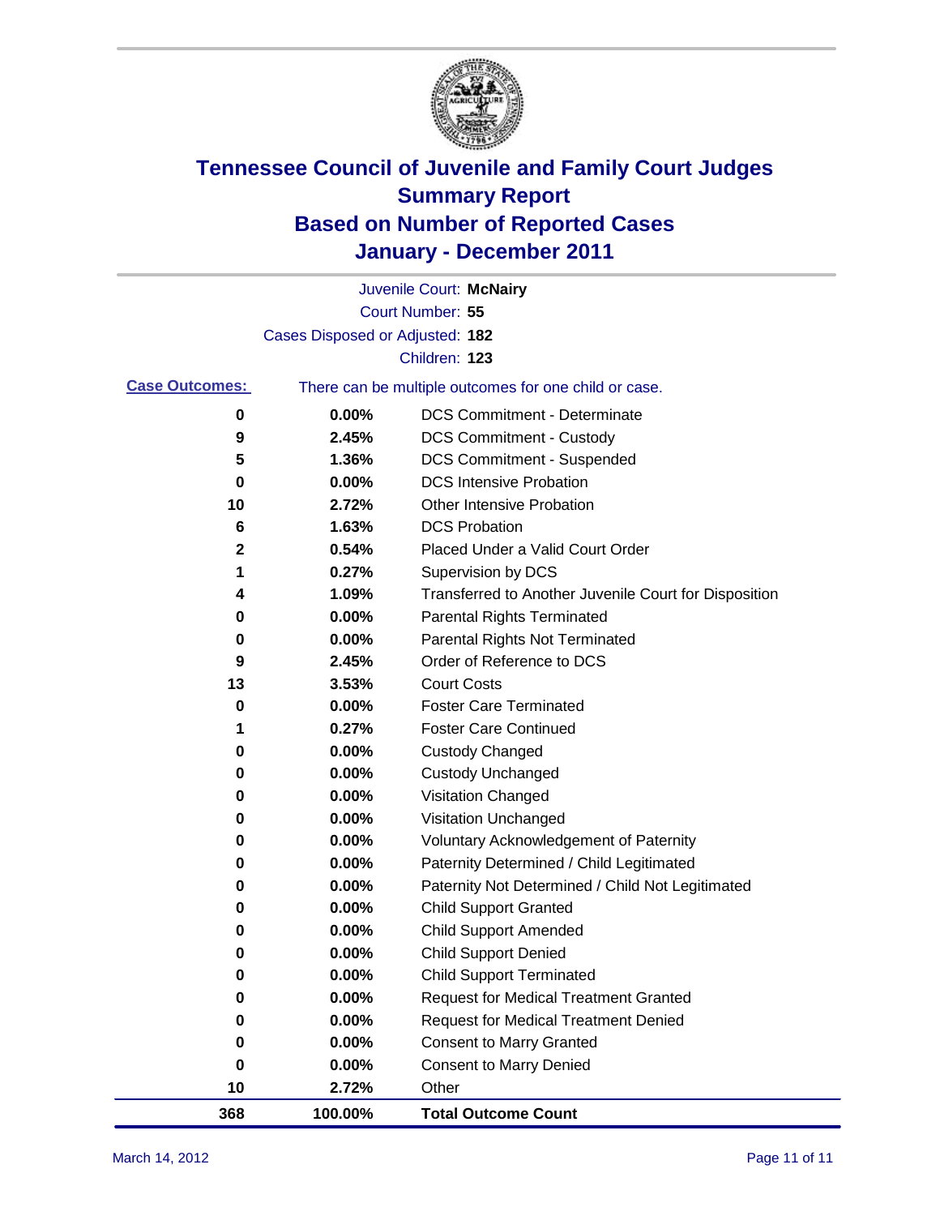# Tennessee Council of Juvenile and Family Court Judges
## Summary Report
## Based on Number of Reported Cases
## January - December 2011

Juvenile Court: **McNairy**
Court Number: **55**
Cases Disposed or Adjusted: **182**
Children: **123**

**Case Outcomes:** There can be multiple outcomes for one child or case.

| | | |
|---|---|---|
| 0 | 0.00% | DCS Commitment - Determinate |
| 9 | 2.45% | DCS Commitment - Custody |
| 5 | 1.36% | DCS Commitment - Suspended |
| 0 | 0.00% | DCS Intensive Probation |
| 10 | 2.72% | Other Intensive Probation |
| 6 | 1.63% | DCS Probation |
| 2 | 0.54% | Placed Under a Valid Court Order |
| 1 | 0.27% | Supervision by DCS |
| 4 | 1.09% | Transferred to Another Juvenile Court for Disposition |
| 0 | 0.00% | Parental Rights Terminated |
| 0 | 0.00% | Parental Rights Not Terminated |
| 9 | 2.45% | Order of Reference to DCS |
| 13 | 3.53% | Court Costs |
| 0 | 0.00% | Foster Care Terminated |
| 1 | 0.27% | Foster Care Continued |
| 0 | 0.00% | Custody Changed |
| 0 | 0.00% | Custody Unchanged |
| 0 | 0.00% | Visitation Changed |
| 0 | 0.00% | Visitation Unchanged |
| 0 | 0.00% | Voluntary Acknowledgement of Paternity |
| 0 | 0.00% | Paternity Determined / Child Legitimated |
| 0 | 0.00% | Paternity Not Determined / Child Not Legitimated |
| 0 | 0.00% | Child Support Granted |
| 0 | 0.00% | Child Support Amended |
| 0 | 0.00% | Child Support Denied |
| 0 | 0.00% | Child Support Terminated |
| 0 | 0.00% | Request for Medical Treatment Granted |
| 0 | 0.00% | Request for Medical Treatment Denied |
| 0 | 0.00% | Consent to Marry Granted |
| 0 | 0.00% | Consent to Marry Denied |
| 10 | 2.72% | Other |
| **368** | **100.00%** | **Total Outcome Count** |

March 14, 2012